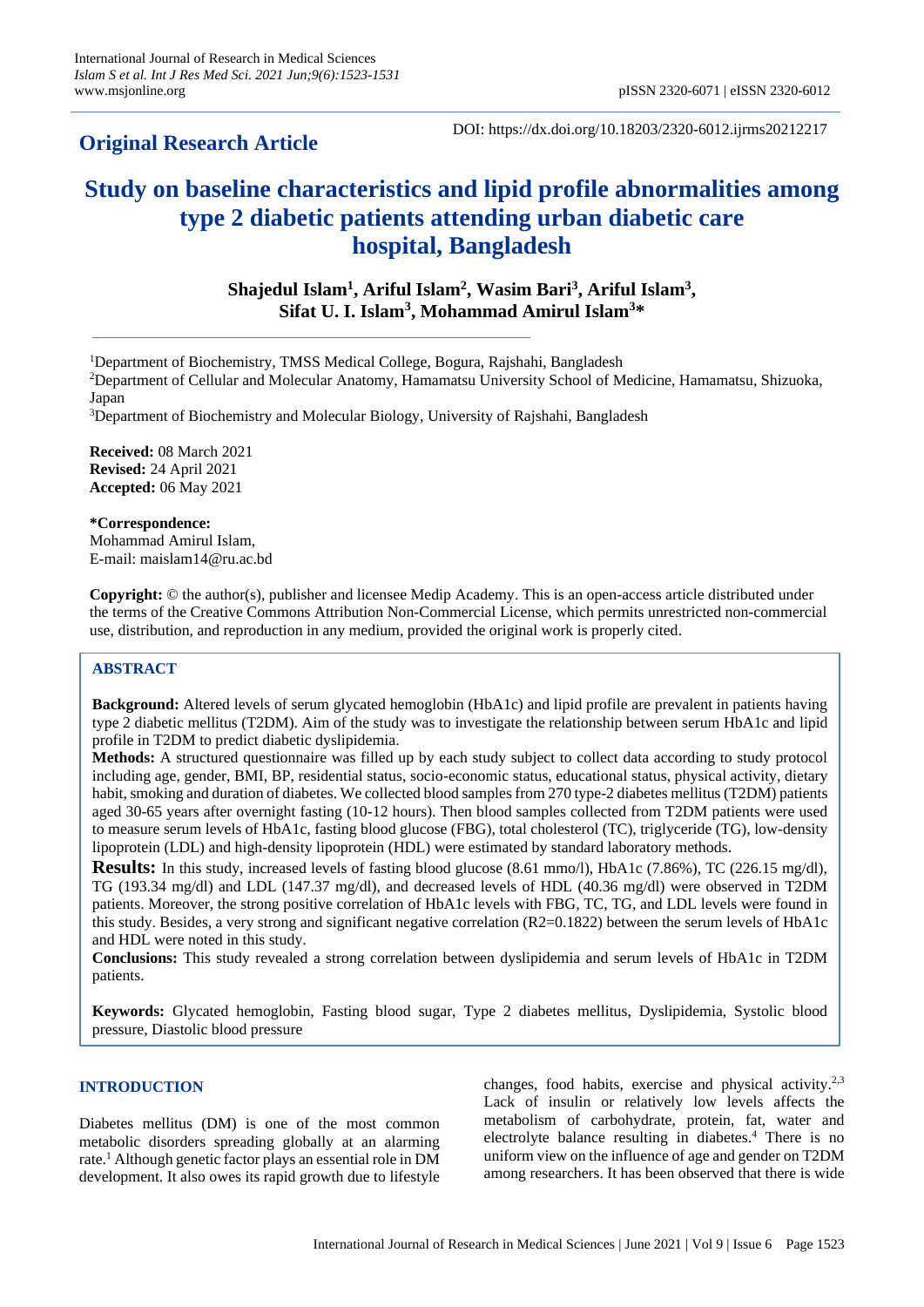**Original Research Article**

DOI: https://dx.doi.org/10.18203/2320-6012.ijrms20212217

# Study on baseline characteristics and lipid profile abnormalities among type 2 diabetic patients attending urban diabetic care hospital, Bangladesh

**Shajedul Islam[1], Ariful Islam[2], Wasim Bari[3], Ariful Islam[3], Sifat U. I. Islam[3], Mohammad Amirul Islam[3]***

[1]Department of Biochemistry, TMSS Medical College, Bogura, Rajshahi, Bangladesh

[2]Department of Cellular and Molecular Anatomy, Hamamatsu University School of Medicine, Hamamatsu, Shizuoka, Japan

[3]Department of Biochemistry and Molecular Biology, University of Rajshahi, Bangladesh

**Received:** 08 March 2021
**Revised:** 24 April 2021
**Accepted:** 06 May 2021

***Correspondence:**
Mohammad Amirul Islam,
E-mail: maislam14@ru.ac.bd

**Copyright:** © the author(s), publisher and licensee Medip Academy. This is an open-access article distributed under the terms of the Creative Commons Attribution Non-Commercial License, which permits unrestricted non-commercial use, distribution, and reproduction in any medium, provided the original work is properly cited.

## ABSTRACT

**Background:** Altered levels of serum glycated hemoglobin (HbA1c) and lipid profile are prevalent in patients having type 2 diabetic mellitus (T2DM). Aim of the study was to investigate the relationship between serum HbA1c and lipid profile in T2DM to predict diabetic dyslipidemia.

**Methods:** A structured questionnaire was filled up by each study subject to collect data according to study protocol including age, gender, BMI, BP, residential status, socio-economic status, educational status, physical activity, dietary habit, smoking and duration of diabetes. We collected blood samples from 270 type-2 diabetes mellitus (T2DM) patients aged 30-65 years after overnight fasting (10-12 hours). Then blood samples collected from T2DM patients were used to measure serum levels of HbA1c, fasting blood glucose (FBG), total cholesterol (TC), triglyceride (TG), low-density lipoprotein (LDL) and high-density lipoprotein (HDL) were estimated by standard laboratory methods.

**Results:** In this study, increased levels of fasting blood glucose (8.61 mmo/l), HbA1c (7.86%), TC (226.15 mg/dl), TG (193.34 mg/dl) and LDL (147.37 mg/dl), and decreased levels of HDL (40.36 mg/dl) were observed in T2DM patients. Moreover, the strong positive correlation of HbA1c levels with FBG, TC, TG, and LDL levels were found in this study. Besides, a very strong and significant negative correlation ($R^2$=0.1822) between the serum levels of HbA1c and HDL were noted in this study.

**Conclusions:** This study revealed a strong correlation between dyslipidemia and serum levels of HbA1c in T2DM patients.

**Keywords:** Glycated hemoglobin, Fasting blood sugar, Type 2 diabetes mellitus, Dyslipidemia, Systolic blood pressure, Diastolic blood pressure

## INTRODUCTION

Diabetes mellitus (DM) is one of the most common metabolic disorders spreading globally at an alarming rate.[1] Although genetic factor plays an essential role in DM development. It also owes its rapid growth due to lifestyle changes, food habits, exercise and physical activity.[2,3] Lack of insulin or relatively low levels affects the metabolism of carbohydrate, protein, fat, water and electrolyte balance resulting in diabetes.[4] There is no uniform view on the influence of age and gender on T2DM among researchers. It has been observed that there is wide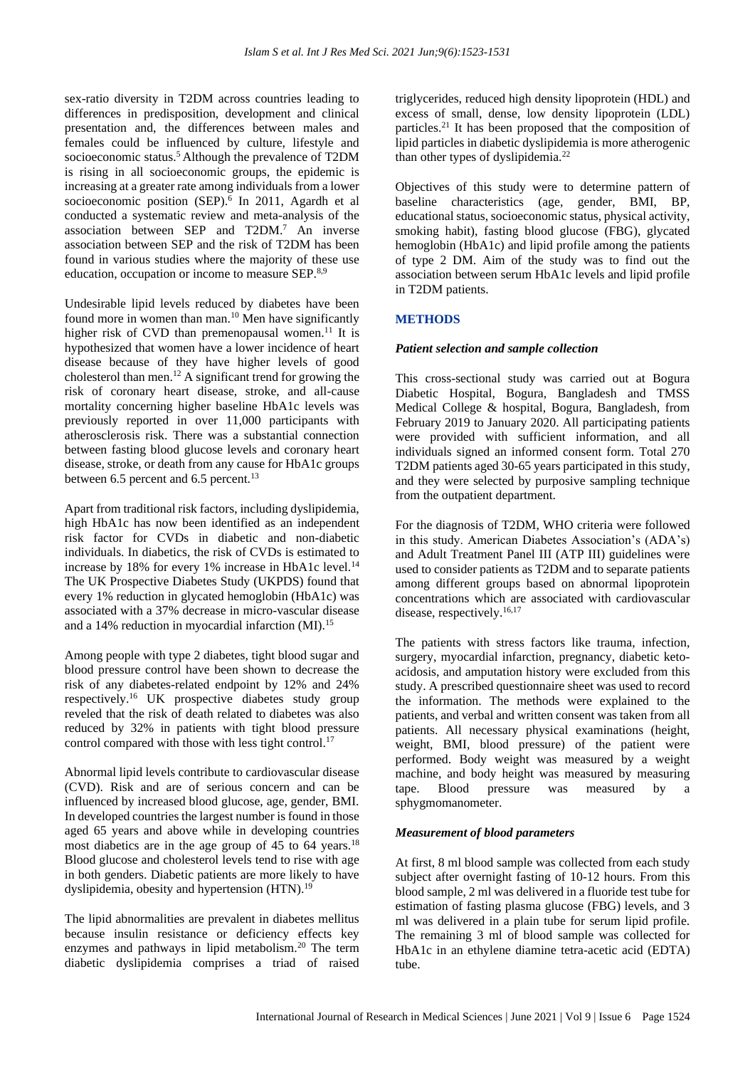sex-ratio diversity in T2DM across countries leading to differences in predisposition, development and clinical presentation and, the differences between males and females could be influenced by culture, lifestyle and socioeconomic status.[5] Although the prevalence of T2DM is rising in all socioeconomic groups, the epidemic is increasing at a greater rate among individuals from a lower socioeconomic position (SEP).[6] In 2011, Agardh et al conducted a systematic review and meta-analysis of the association between SEP and T2DM.[7] An inverse association between SEP and the risk of T2DM has been found in various studies where the majority of these use education, occupation or income to measure SEP.[8,9]

Undesirable lipid levels reduced by diabetes have been found more in women than man.[10] Men have significantly higher risk of CVD than premenopausal women.[11] It is hypothesized that women have a lower incidence of heart disease because of they have higher levels of good cholesterol than men.[12] A significant trend for growing the risk of coronary heart disease, stroke, and all-cause mortality concerning higher baseline HbA1c levels was previously reported in over 11,000 participants with atherosclerosis risk. There was a substantial connection between fasting blood glucose levels and coronary heart disease, stroke, or death from any cause for HbA1c groups between 6.5 percent and 6.5 percent.[13]

Apart from traditional risk factors, including dyslipidemia, high HbA1c has now been identified as an independent risk factor for CVDs in diabetic and non-diabetic individuals. In diabetics, the risk of CVDs is estimated to increase by 18% for every 1% increase in HbA1c level.[14] The UK Prospective Diabetes Study (UKPDS) found that every 1% reduction in glycated hemoglobin (HbA1c) was associated with a 37% decrease in micro-vascular disease and a 14% reduction in myocardial infarction (MI).[15]

Among people with type 2 diabetes, tight blood sugar and blood pressure control have been shown to decrease the risk of any diabetes-related endpoint by 12% and 24% respectively.[16] UK prospective diabetes study group reveled that the risk of death related to diabetes was also reduced by 32% in patients with tight blood pressure control compared with those with less tight control.[17]

Abnormal lipid levels contribute to cardiovascular disease (CVD). Risk and are of serious concern and can be influenced by increased blood glucose, age, gender, BMI. In developed countries the largest number is found in those aged 65 years and above while in developing countries most diabetics are in the age group of 45 to 64 years.[18] Blood glucose and cholesterol levels tend to rise with age in both genders. Diabetic patients are more likely to have dyslipidemia, obesity and hypertension (HTN).[19]

The lipid abnormalities are prevalent in diabetes mellitus because insulin resistance or deficiency effects key enzymes and pathways in lipid metabolism.[20] The term diabetic dyslipidemia comprises a triad of raised triglycerides, reduced high density lipoprotein (HDL) and excess of small, dense, low density lipoprotein (LDL) particles.[21] It has been proposed that the composition of lipid particles in diabetic dyslipidemia is more atherogenic than other types of dyslipidemia.[22]

Objectives of this study were to determine pattern of baseline characteristics (age, gender, BMI, BP, educational status, socioeconomic status, physical activity, smoking habit), fasting blood glucose (FBG), glycated hemoglobin (HbA1c) and lipid profile among the patients of type 2 DM. Aim of the study was to find out the association between serum HbA1c levels and lipid profile in T2DM patients.

## METHODS

### *Patient selection and sample collection*

This cross-sectional study was carried out at Bogura Diabetic Hospital, Bogura, Bangladesh and TMSS Medical College & hospital, Bogura, Bangladesh, from February 2019 to January 2020. All participating patients were provided with sufficient information, and all individuals signed an informed consent form. Total 270 T2DM patients aged 30-65 years participated in this study, and they were selected by purposive sampling technique from the outpatient department.

For the diagnosis of T2DM, WHO criteria were followed in this study. American Diabetes Association's (ADA's) and Adult Treatment Panel III (ATP III) guidelines were used to consider patients as T2DM and to separate patients among different groups based on abnormal lipoprotein concentrations which are associated with cardiovascular disease, respectively.[16,17]

The patients with stress factors like trauma, infection, surgery, myocardial infarction, pregnancy, diabetic keto-acidosis, and amputation history were excluded from this study. A prescribed questionnaire sheet was used to record the information. The methods were explained to the patients, and verbal and written consent was taken from all patients. All necessary physical examinations (height, weight, BMI, blood pressure) of the patient were performed. Body weight was measured by a weight machine, and body height was measured by measuring tape. Blood pressure was measured by a sphygmomanometer.

### *Measurement of blood parameters*

At first, 8 ml blood sample was collected from each study subject after overnight fasting of 10-12 hours. From this blood sample, 2 ml was delivered in a fluoride test tube for estimation of fasting plasma glucose (FBG) levels, and 3 ml was delivered in a plain tube for serum lipid profile. The remaining 3 ml of blood sample was collected for HbA1c in an ethylene diamine tetra-acetic acid (EDTA) tube.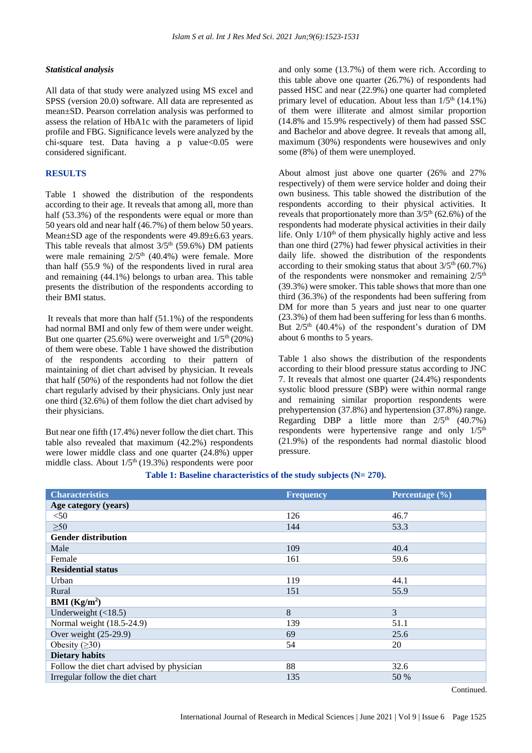### *Statistical analysis*

All data of that study were analyzed using MS excel and SPSS (version 20.0) software. All data are represented as mean±SD. Pearson correlation analysis was performed to assess the relation of HbA1c with the parameters of lipid profile and FBG. Significance levels were analyzed by the chi-square test. Data having a p value<0.05 were considered significant.

## RESULTS

Table 1 showed the distribution of the respondents according to their age. It reveals that among all, more than half (53.3%) of the respondents were equal or more than 50 years old and near half (46.7%) of them below 50 years. Mean±SD age of the respondents were 49.89±6.63 years. This table reveals that almost 3/5th (59.6%) DM patients were male remaining 2/5th (40.4%) were female. More than half (55.9 %) of the respondents lived in rural area and remaining (44.1%) belongs to urban area. This table presents the distribution of the respondents according to their BMI status.

It reveals that more than half (51.1%) of the respondents had normal BMI and only few of them were under weight. But one quarter (25.6%) were overweight and 1/5th (20%) of them were obese. Table 1 have showed the distribution of the respondents according to their pattern of maintaining of diet chart advised by physician. It reveals that half (50%) of the respondents had not follow the diet chart regularly advised by their physicians. Only just near one third (32.6%) of them follow the diet chart advised by their physicians.

But near one fifth (17.4%) never follow the diet chart. This table also revealed that maximum (42.2%) respondents were lower middle class and one quarter (24.8%) upper middle class. About 1/5th (19.3%) respondents were poor and only some (13.7%) of them were rich. According to this table above one quarter (26.7%) of respondents had passed HSC and near (22.9%) one quarter had completed primary level of education. About less than 1/5th (14.1%) of them were illiterate and almost similar proportion (14.8% and 15.9% respectively) of them had passed SSC and Bachelor and above degree. It reveals that among all, maximum (30%) respondents were housewives and only some (8%) of them were unemployed.

About almost just above one quarter (26% and 27% respectively) of them were service holder and doing their own business. This table showed the distribution of the respondents according to their physical activities. It reveals that proportionately more than 3/5th (62.6%) of the respondents had moderate physical activities in their daily life. Only 1/10th of them physically highly active and less than one third (27%) had fewer physical activities in their daily life. showed the distribution of the respondents according to their smoking status that about 3/5th (60.7%) of the respondents were nonsmoker and remaining 2/5th (39.3%) were smoker. This table shows that more than one third (36.3%) of the respondents had been suffering from DM for more than 5 years and just near to one quarter (23.3%) of them had been suffering for less than 6 months. But 2/5th (40.4%) of the respondent's duration of DM about 6 months to 5 years.

Table 1 also shows the distribution of the respondents according to their blood pressure status according to JNC 7. It reveals that almost one quarter (24.4%) respondents systolic blood pressure (SBP) were within normal range and remaining similar proportion respondents were prehypertension (37.8%) and hypertension (37.8%) range. Regarding DBP a little more than 2/5th (40.7%) respondents were hypertensive range and only 1/5th (21.9%) of the respondents had normal diastolic blood pressure.

**Table 1: Baseline characteristics of the study subjects (N= 270).**

| Characteristics | Frequency | Percentage (%) |
|---|---|---|
| **Age category (years)** | | |
| <50 | 126 | 46.7 |
| ≥50 | 144 | 53.3 |
| **Gender distribution** | | |
| Male | 109 | 40.4 |
| Female | 161 | 59.6 |
| **Residential status** | | |
| Urban | 119 | 44.1 |
| Rural | 151 | 55.9 |
| **BMI (Kg/m²)** | | |
| Underweight (<18.5) | 8 | 3 |
| Normal weight (18.5-24.9) | 139 | 51.1 |
| Over weight (25-29.9) | 69 | 25.6 |
| Obesity (≥30) | 54 | 20 |
| **Dietary habits** | | |
| Follow the diet chart advised by physician | 88 | 32.6 |
| Irregular follow the diet chart | 135 | 50 % |

Continued.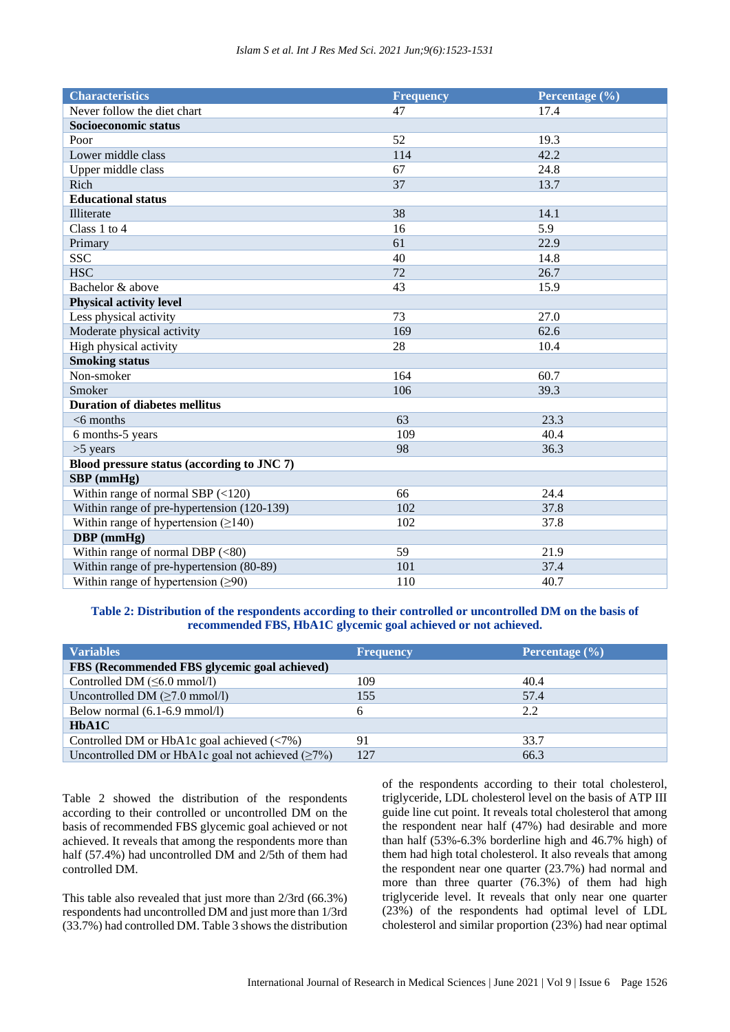| Characteristics | Frequency | Percentage (%) |
|---|---|---|
| Never follow the diet chart | 47 | 17.4 |
| **Socioeconomic status** | | |
| Poor | 52 | 19.3 |
| Lower middle class | 114 | 42.2 |
| Upper middle class | 67 | 24.8 |
| Rich | 37 | 13.7 |
| **Educational status** | | |
| Illiterate | 38 | 14.1 |
| Class 1 to 4 | 16 | 5.9 |
| Primary | 61 | 22.9 |
| SSC | 40 | 14.8 |
| HSC | 72 | 26.7 |
| Bachelor & above | 43 | 15.9 |
| **Physical activity level** | | |
| Less physical activity | 73 | 27.0 |
| Moderate physical activity | 169 | 62.6 |
| High physical activity | 28 | 10.4 |
| **Smoking status** | | |
| Non-smoker | 164 | 60.7 |
| Smoker | 106 | 39.3 |
| **Duration of diabetes mellitus** | | |
| <6 months | 63 | 23.3 |
| 6 months-5 years | 109 | 40.4 |
| >5 years | 98 | 36.3 |
| **Blood pressure status (according to JNC 7)** | | |
| **SBP (mmHg)** | | |
| Within range of normal SBP (<120) | 66 | 24.4 |
| Within range of pre-hypertension (120-139) | 102 | 37.8 |
| Within range of hypertension (≥140) | 102 | 37.8 |
| **DBP (mmHg)** | | |
| Within range of normal DBP (<80) | 59 | 21.9 |
| Within range of pre-hypertension (80-89) | 101 | 37.4 |
| Within range of hypertension (≥90) | 110 | 40.7 |

**Table 2: Distribution of the respondents according to their controlled or uncontrolled DM on the basis of recommended FBS, HbA1C glycemic goal achieved or not achieved.**

| Variables | Frequency | Percentage (%) |
|---|---|---|
| **FBS (Recommended FBS glycemic goal achieved)** | | |
| Controlled DM (≤6.0 mmol/l) | 109 | 40.4 |
| Uncontrolled DM (≥7.0 mmol/l) | 155 | 57.4 |
| Below normal (6.1-6.9 mmol/l) | 6 | 2.2 |
| **HbA1C** | | |
| Controlled DM or HbA1c goal achieved (<7%) | 91 | 33.7 |
| Uncontrolled DM or HbA1c goal not achieved (≥7%) | 127 | 66.3 |

Table 2 showed the distribution of the respondents according to their controlled or uncontrolled DM on the basis of recommended FBS glycemic goal achieved or not achieved. It reveals that among the respondents more than half (57.4%) had uncontrolled DM and 2/5th of them had controlled DM.

This table also revealed that just more than 2/3rd (66.3%) respondents had uncontrolled DM and just more than 1/3rd (33.7%) had controlled DM. Table 3 shows the distribution of the respondents according to their total cholesterol, triglyceride, LDL cholesterol level on the basis of ATP III guide line cut point. It reveals total cholesterol that among the respondent near half (47%) had desirable and more than half (53%-6.3% borderline high and 46.7% high) of them had high total cholesterol. It also reveals that among the respondent near one quarter (23.7%) had normal and more than three quarter (76.3%) of them had high triglyceride level. It reveals that only near one quarter (23%) of the respondents had optimal level of LDL cholesterol and similar proportion (23%) had near optimal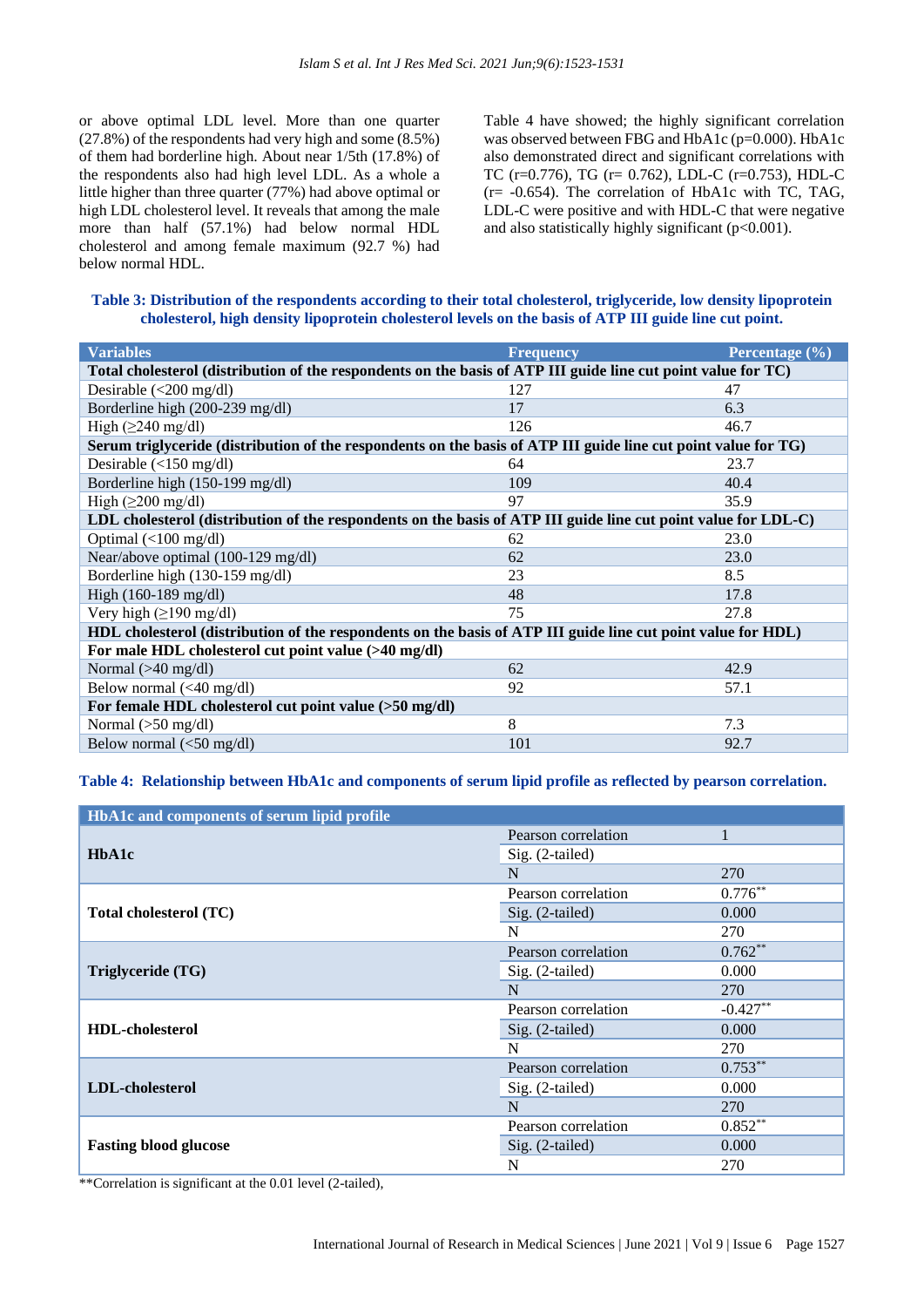or above optimal LDL level. More than one quarter (27.8%) of the respondents had very high and some (8.5%) of them had borderline high. About near 1/5th (17.8%) of the respondents also had high level LDL. As a whole a little higher than three quarter (77%) had above optimal or high LDL cholesterol level. It reveals that among the male more than half (57.1%) had below normal HDL cholesterol and among female maximum (92.7 %) had below normal HDL.

Table 4 have showed; the highly significant correlation was observed between FBG and HbA1c (p=0.000). HbA1c also demonstrated direct and significant correlations with TC (r=0.776), TG (r= 0.762), LDL-C (r=0.753), HDL-C (r= -0.654). The correlation of HbA1c with TC, TAG, LDL-C were positive and with HDL-C that were negative and also statistically highly significant (p<0.001).

**Table 3: Distribution of the respondents according to their total cholesterol, triglyceride, low density lipoprotein cholesterol, high density lipoprotein cholesterol levels on the basis of ATP III guide line cut point.**

| Variables | Frequency | Percentage (%) |
|---|---|---|
| **Total cholesterol (distribution of the respondents on the basis of ATP III guide line cut point value for TC)** | | |
| Desirable (<200 mg/dl) | 127 | 47 |
| Borderline high (200-239 mg/dl) | 17 | 6.3 |
| High (≥240 mg/dl) | 126 | 46.7 |
| **Serum triglyceride (distribution of the respondents on the basis of ATP III guide line cut point value for TG)** | | |
| Desirable (<150 mg/dl) | 64 | 23.7 |
| Borderline high (150-199 mg/dl) | 109 | 40.4 |
| High (≥200 mg/dl) | 97 | 35.9 |
| **LDL cholesterol (distribution of the respondents on the basis of ATP III guide line cut point value for LDL-C)** | | |
| Optimal (<100 mg/dl) | 62 | 23.0 |
| Near/above optimal (100-129 mg/dl) | 62 | 23.0 |
| Borderline high (130-159 mg/dl) | 23 | 8.5 |
| High (160-189 mg/dl) | 48 | 17.8 |
| Very high (≥190 mg/dl) | 75 | 27.8 |
| **HDL cholesterol (distribution of the respondents on the basis of ATP III guide line cut point value for HDL)** | | |
| **For male HDL cholesterol cut point value (>40 mg/dl)** | | |
| Normal (>40 mg/dl) | 62 | 42.9 |
| Below normal (<40 mg/dl) | 92 | 57.1 |
| **For female HDL cholesterol cut point value (>50 mg/dl)** | | |
| Normal (>50 mg/dl) | 8 | 7.3 |
| Below normal (<50 mg/dl) | 101 | 92.7 |

**Table 4: Relationship between HbA1c and components of serum lipid profile as reflected by pearson correlation.**

| HbA1c and components of serum lipid profile | | |
|---|---|---|
| **HbA1c** | Pearson correlation | 1 |
| | Sig. (2-tailed) | |
| | N | 270 |
| **Total cholesterol (TC)** | Pearson correlation | 0.776** |
| | Sig. (2-tailed) | 0.000 |
| | N | 270 |
| **Triglyceride (TG)** | Pearson correlation | 0.762** |
| | Sig. (2-tailed) | 0.000 |
| | N | 270 |
| **HDL-cholesterol** | Pearson correlation | -0.427** |
| | Sig. (2-tailed) | 0.000 |
| | N | 270 |
| **LDL-cholesterol** | Pearson correlation | 0.753** |
| | Sig. (2-tailed) | 0.000 |
| | N | 270 |
| **Fasting blood glucose** | Pearson correlation | 0.852** |
| | Sig. (2-tailed) | 0.000 |
| | N | 270 |

**Correlation is significant at the 0.01 level (2-tailed),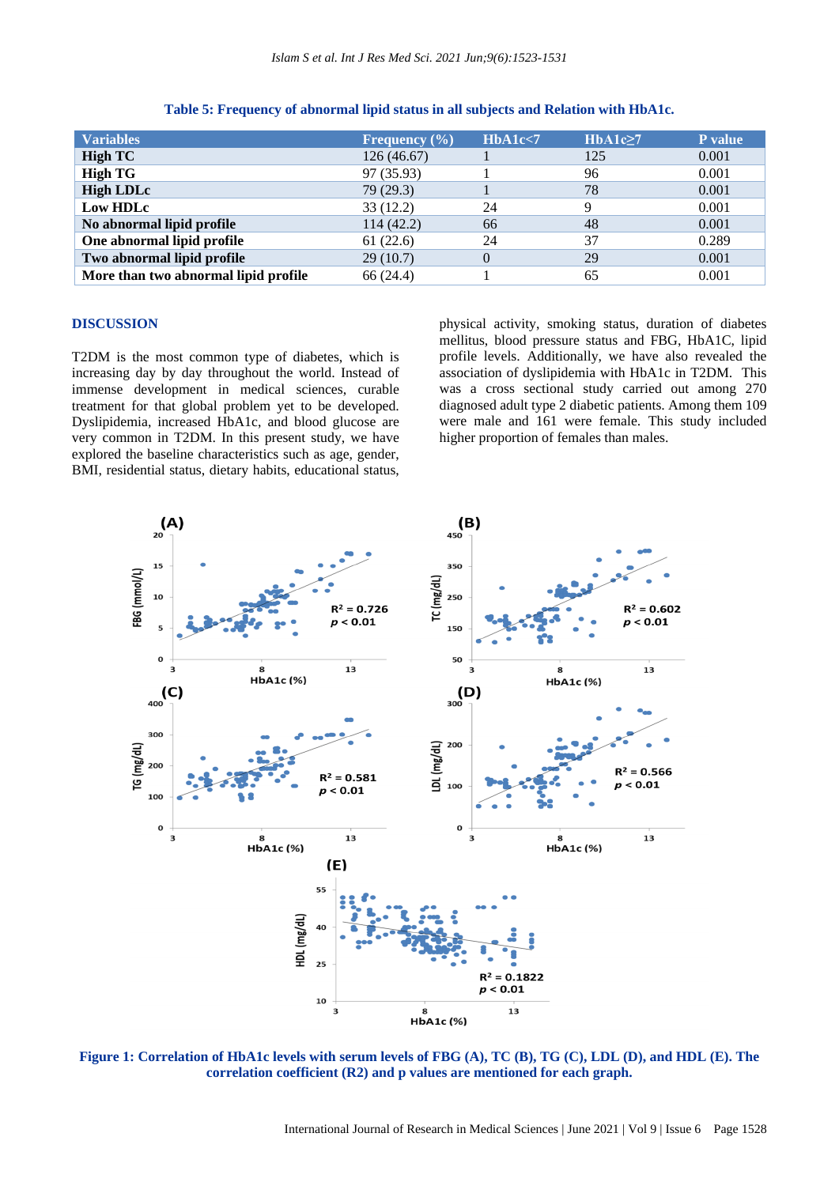**Table 5: Frequency of abnormal lipid status in all subjects and Relation with HbA1c.**

| Variables | Frequency (%) | HbA1c<7 | HbA1c≥7 | P value |
|---|---|---|---|---|
| **High TC** | 126 (46.67) | 1 | 125 | 0.001 |
| **High TG** | 97 (35.93) | 1 | 96 | 0.001 |
| **High LDLc** | 79 (29.3) | 1 | 78 | 0.001 |
| **Low HDLc** | 33 (12.2) | 24 | 9 | 0.001 |
| **No abnormal lipid profile** | 114 (42.2) | 66 | 48 | 0.001 |
| **One abnormal lipid profile** | 61 (22.6) | 24 | 37 | 0.289 |
| **Two abnormal lipid profile** | 29 (10.7) | 0 | 29 | 0.001 |
| **More than two abnormal lipid profile** | 66 (24.4) | 1 | 65 | 0.001 |

## DISCUSSION

T2DM is the most common type of diabetes, which is increasing day by day throughout the world. Instead of immense development in medical sciences, curable treatment for that global problem yet to be developed. Dyslipidemia, increased HbA1c, and blood glucose are very common in T2DM. In this present study, we have explored the baseline characteristics such as age, gender, BMI, residential status, dietary habits, educational status, physical activity, smoking status, duration of diabetes mellitus, blood pressure status and FBG, HbA1C, lipid profile levels. Additionally, we have also revealed the association of dyslipidemia with HbA1c in T2DM. This was a cross sectional study carried out among 270 diagnosed adult type 2 diabetic patients. Among them 109 were male and 161 were female. This study included higher proportion of females than males.

**Figure 1: Correlation of HbA1c levels with serum levels of FBG (A), TC (B), TG (C), LDL (D), and HDL (E). The correlation coefficient (R2) and p values are mentioned for each graph.**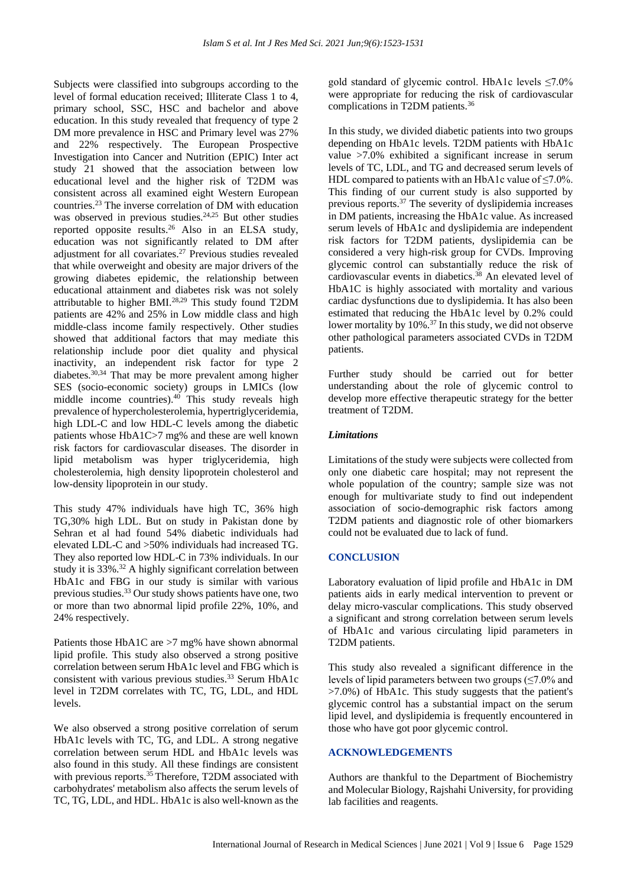Subjects were classified into subgroups according to the level of formal education received; Illiterate Class 1 to 4, primary school, SSC, HSC and bachelor and above education. In this study revealed that frequency of type 2 DM more prevalence in HSC and Primary level was 27% and 22% respectively. The European Prospective Investigation into Cancer and Nutrition (EPIC) Inter act study 21 showed that the association between low educational level and the higher risk of T2DM was consistent across all examined eight Western European countries.[23] The inverse correlation of DM with education was observed in previous studies.[24,25] But other studies reported opposite results.[26] Also in an ELSA study, education was not significantly related to DM after adjustment for all covariates.[27] Previous studies revealed that while overweight and obesity are major drivers of the growing diabetes epidemic, the relationship between educational attainment and diabetes risk was not solely attributable to higher BMI.[28,29] This study found T2DM patients are 42% and 25% in Low middle class and high middle-class income family respectively. Other studies showed that additional factors that may mediate this relationship include poor diet quality and physical inactivity, an independent risk factor for type 2 diabetes.[30,34] That may be more prevalent among higher SES (socio-economic society) groups in LMICs (low middle income countries).[40] This study reveals high prevalence of hypercholesterolemia, hypertriglyceridemia, high LDL-C and low HDL-C levels among the diabetic patients whose HbA1C>7 mg% and these are well known risk factors for cardiovascular diseases. The disorder in lipid metabolism was hyper triglyceridemia, high cholesterolemia, high density lipoprotein cholesterol and low-density lipoprotein in our study.

This study 47% individuals have high TC, 36% high TG,30% high LDL. But on study in Pakistan done by Sehran et al had found 54% diabetic individuals had elevated LDL-C and >50% individuals had increased TG. They also reported low HDL-C in 73% individuals. In our study it is 33%.[32] A highly significant correlation between HbA1c and FBG in our study is similar with various previous studies.[33] Our study shows patients have one, two or more than two abnormal lipid profile 22%, 10%, and 24% respectively.

Patients those HbA1C are >7 mg% have shown abnormal lipid profile. This study also observed a strong positive correlation between serum HbA1c level and FBG which is consistent with various previous studies.[33] Serum HbA1c level in T2DM correlates with TC, TG, LDL, and HDL levels.

We also observed a strong positive correlation of serum HbA1c levels with TC, TG, and LDL. A strong negative correlation between serum HDL and HbA1c levels was also found in this study. All these findings are consistent with previous reports.[35] Therefore, T2DM associated with carbohydrates' metabolism also affects the serum levels of TC, TG, LDL, and HDL. HbA1c is also well-known as the gold standard of glycemic control. HbA1c levels ≤7.0% were appropriate for reducing the risk of cardiovascular complications in T2DM patients.[36]

In this study, we divided diabetic patients into two groups depending on HbA1c levels. T2DM patients with HbA1c value >7.0% exhibited a significant increase in serum levels of TC, LDL, and TG and decreased serum levels of HDL compared to patients with an HbA1c value of ≤7.0%. This finding of our current study is also supported by previous reports.[37] The severity of dyslipidemia increases in DM patients, increasing the HbA1c value. As increased serum levels of HbA1c and dyslipidemia are independent risk factors for T2DM patients, dyslipidemia can be considered a very high-risk group for CVDs. Improving glycemic control can substantially reduce the risk of cardiovascular events in diabetics.[38] An elevated level of HbA1C is highly associated with mortality and various cardiac dysfunctions due to dyslipidemia. It has also been estimated that reducing the HbA1c level by 0.2% could lower mortality by 10%.[37] In this study, we did not observe other pathological parameters associated CVDs in T2DM patients.

Further study should be carried out for better understanding about the role of glycemic control to develop more effective therapeutic strategy for the better treatment of T2DM.

### *Limitations*

Limitations of the study were subjects were collected from only one diabetic care hospital; may not represent the whole population of the country; sample size was not enough for multivariate study to find out independent association of socio-demographic risk factors among T2DM patients and diagnostic role of other biomarkers could not be evaluated due to lack of fund.

## CONCLUSION

Laboratory evaluation of lipid profile and HbA1c in DM patients aids in early medical intervention to prevent or delay micro-vascular complications. This study observed a significant and strong correlation between serum levels of HbA1c and various circulating lipid parameters in T2DM patients.

This study also revealed a significant difference in the levels of lipid parameters between two groups (≤7.0% and >7.0%) of HbA1c. This study suggests that the patient's glycemic control has a substantial impact on the serum lipid level, and dyslipidemia is frequently encountered in those who have got poor glycemic control.

## ACKNOWLEDGEMENTS

Authors are thankful to the Department of Biochemistry and Molecular Biology, Rajshahi University, for providing lab facilities and reagents.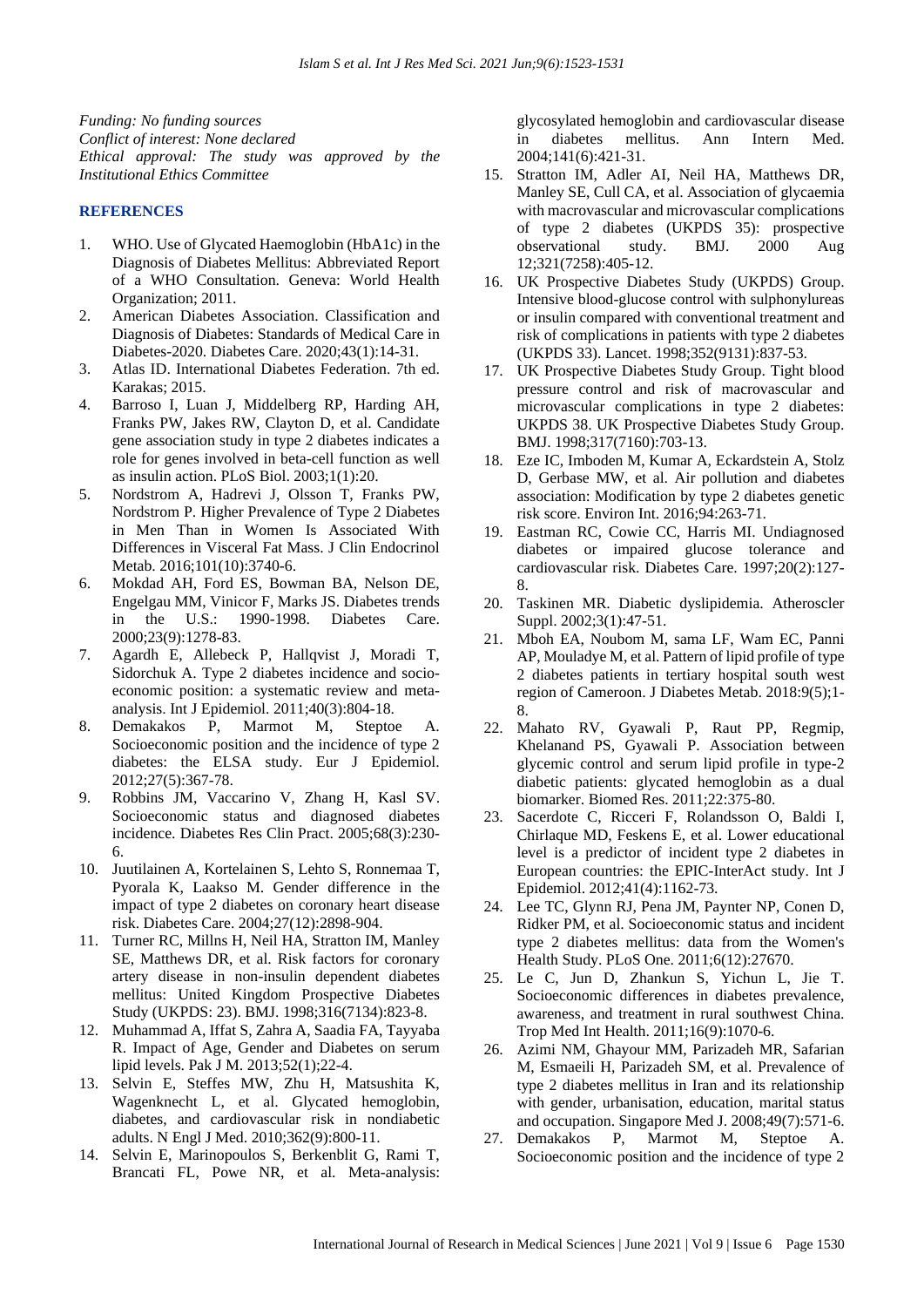*Funding: No funding sources*
*Conflict of interest: None declared*
*Ethical approval: The study was approved by the Institutional Ethics Committee*

## REFERENCES

1. WHO. Use of Glycated Haemoglobin (HbA1c) in the Diagnosis of Diabetes Mellitus: Abbreviated Report of a WHO Consultation. Geneva: World Health Organization; 2011.
2. American Diabetes Association. Classification and Diagnosis of Diabetes: Standards of Medical Care in Diabetes-2020. Diabetes Care. 2020;43(1):14-31.
3. Atlas ID. International Diabetes Federation. 7th ed. Karakas; 2015.
4. Barroso I, Luan J, Middelberg RP, Harding AH, Franks PW, Jakes RW, Clayton D, et al. Candidate gene association study in type 2 diabetes indicates a role for genes involved in beta-cell function as well as insulin action. PLoS Biol. 2003;1(1):20.
5. Nordstrom A, Hadrevi J, Olsson T, Franks PW, Nordstrom P. Higher Prevalence of Type 2 Diabetes in Men Than in Women Is Associated With Differences in Visceral Fat Mass. J Clin Endocrinol Metab. 2016;101(10):3740-6.
6. Mokdad AH, Ford ES, Bowman BA, Nelson DE, Engelgau MM, Vinicor F, Marks JS. Diabetes trends in the U.S.: 1990-1998. Diabetes Care. 2000;23(9):1278-83.
7. Agardh E, Allebeck P, Hallqvist J, Moradi T, Sidorchuk A. Type 2 diabetes incidence and socio-economic position: a systematic review and meta-analysis. Int J Epidemiol. 2011;40(3):804-18.
8. Demakakos P, Marmot M, Steptoe A. Socioeconomic position and the incidence of type 2 diabetes: the ELSA study. Eur J Epidemiol. 2012;27(5):367-78.
9. Robbins JM, Vaccarino V, Zhang H, Kasl SV. Socioeconomic status and diagnosed diabetes incidence. Diabetes Res Clin Pract. 2005;68(3):230-6.
10. Juutilainen A, Kortelainen S, Lehto S, Ronnemaa T, Pyorala K, Laakso M. Gender difference in the impact of type 2 diabetes on coronary heart disease risk. Diabetes Care. 2004;27(12):2898-904.
11. Turner RC, Millns H, Neil HA, Stratton IM, Manley SE, Matthews DR, et al. Risk factors for coronary artery disease in non-insulin dependent diabetes mellitus: United Kingdom Prospective Diabetes Study (UKPDS: 23). BMJ. 1998;316(7134):823-8.
12. Muhammad A, Iffat S, Zahra A, Saadia FA, Tayyaba R. Impact of Age, Gender and Diabetes on serum lipid levels. Pak J M. 2013;52(1);22-4.
13. Selvin E, Steffes MW, Zhu H, Matsushita K, Wagenknecht L, et al. Glycated hemoglobin, diabetes, and cardiovascular risk in nondiabetic adults. N Engl J Med. 2010;362(9):800-11.
14. Selvin E, Marinopoulos S, Berkenblit G, Rami T, Brancati FL, Powe NR, et al. Meta-analysis: glycosylated hemoglobin and cardiovascular disease in diabetes mellitus. Ann Intern Med. 2004;141(6):421-31.
15. Stratton IM, Adler AI, Neil HA, Matthews DR, Manley SE, Cull CA, et al. Association of glycaemia with macrovascular and microvascular complications of type 2 diabetes (UKPDS 35): prospective observational study. BMJ. 2000 Aug 12;321(7258):405-12.
16. UK Prospective Diabetes Study (UKPDS) Group. Intensive blood-glucose control with sulphonylureas or insulin compared with conventional treatment and risk of complications in patients with type 2 diabetes (UKPDS 33). Lancet. 1998;352(9131):837-53.
17. UK Prospective Diabetes Study Group. Tight blood pressure control and risk of macrovascular and microvascular complications in type 2 diabetes: UKPDS 38. UK Prospective Diabetes Study Group. BMJ. 1998;317(7160):703-13.
18. Eze IC, Imboden M, Kumar A, Eckardstein A, Stolz D, Gerbase MW, et al. Air pollution and diabetes association: Modification by type 2 diabetes genetic risk score. Environ Int. 2016;94:263-71.
19. Eastman RC, Cowie CC, Harris MI. Undiagnosed diabetes or impaired glucose tolerance and cardiovascular risk. Diabetes Care. 1997;20(2):127-8.
20. Taskinen MR. Diabetic dyslipidemia. Atheroscler Suppl. 2002;3(1):47-51.
21. Mboh EA, Noubom M, sama LF, Wam EC, Panni AP, Mouladye M, et al. Pattern of lipid profile of type 2 diabetes patients in tertiary hospital south west region of Cameroon. J Diabetes Metab. 2018:9(5);1-8.
22. Mahato RV, Gyawali P, Raut PP, Regmip, Khelanand PS, Gyawali P. Association between glycemic control and serum lipid profile in type-2 diabetic patients: glycated hemoglobin as a dual biomarker. Biomed Res. 2011;22:375-80.
23. Sacerdote C, Ricceri F, Rolandsson O, Baldi I, Chirlaque MD, Feskens E, et al. Lower educational level is a predictor of incident type 2 diabetes in European countries: the EPIC-InterAct study. Int J Epidemiol. 2012;41(4):1162-73.
24. Lee TC, Glynn RJ, Pena JM, Paynter NP, Conen D, Ridker PM, et al. Socioeconomic status and incident type 2 diabetes mellitus: data from the Women's Health Study. PLoS One. 2011;6(12):27670.
25. Le C, Jun D, Zhankun S, Yichun L, Jie T. Socioeconomic differences in diabetes prevalence, awareness, and treatment in rural southwest China. Trop Med Int Health. 2011;16(9):1070-6.
26. Azimi NM, Ghayour MM, Parizadeh MR, Safarian M, Esmaeili H, Parizadeh SM, et al. Prevalence of type 2 diabetes mellitus in Iran and its relationship with gender, urbanisation, education, marital status and occupation. Singapore Med J. 2008;49(7):571-6.
27. Demakakos P, Marmot M, Steptoe A. Socioeconomic position and the incidence of type 2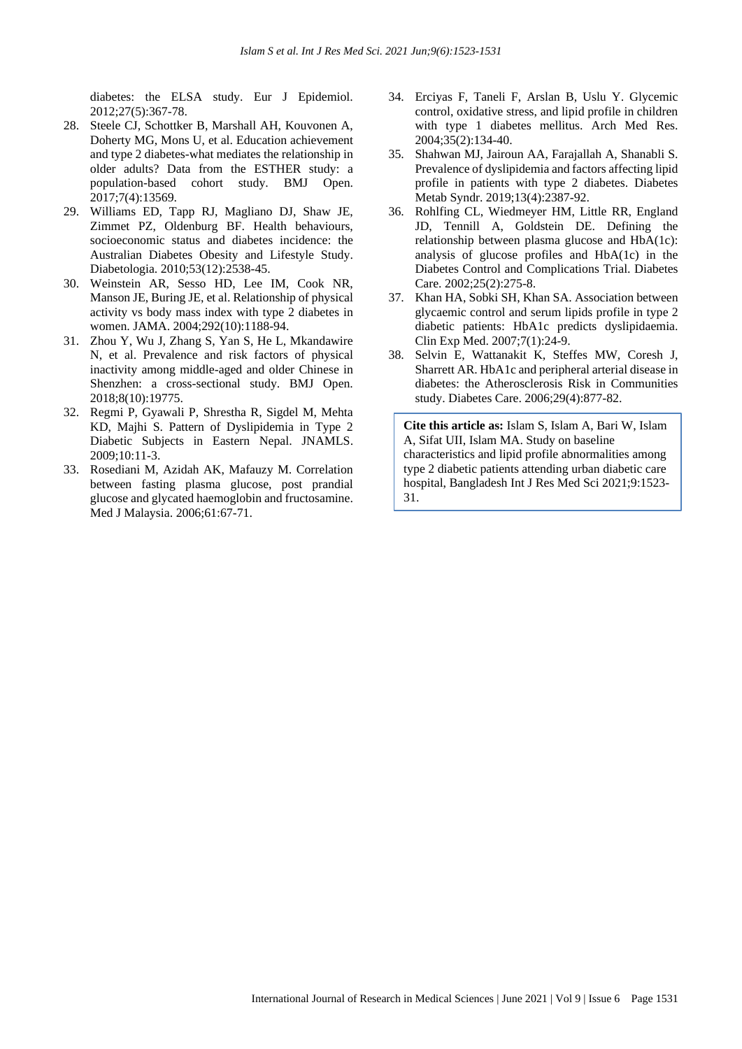diabetes: the ELSA study. Eur J Epidemiol. 2012;27(5):367-78.

28. Steele CJ, Schottker B, Marshall AH, Kouvonen A, Doherty MG, Mons U, et al. Education achievement and type 2 diabetes-what mediates the relationship in older adults? Data from the ESTHER study: a population-based cohort study. BMJ Open. 2017;7(4):13569.
29. Williams ED, Tapp RJ, Magliano DJ, Shaw JE, Zimmet PZ, Oldenburg BF. Health behaviours, socioeconomic status and diabetes incidence: the Australian Diabetes Obesity and Lifestyle Study. Diabetologia. 2010;53(12):2538-45.
30. Weinstein AR, Sesso HD, Lee IM, Cook NR, Manson JE, Buring JE, et al. Relationship of physical activity vs body mass index with type 2 diabetes in women. JAMA. 2004;292(10):1188-94.
31. Zhou Y, Wu J, Zhang S, Yan S, He L, Mkandawire N, et al. Prevalence and risk factors of physical inactivity among middle-aged and older Chinese in Shenzhen: a cross-sectional study. BMJ Open. 2018;8(10):19775.
32. Regmi P, Gyawali P, Shrestha R, Sigdel M, Mehta KD, Majhi S. Pattern of Dyslipidemia in Type 2 Diabetic Subjects in Eastern Nepal. JNAMLS. 2009;10:11-3.
33. Rosediani M, Azidah AK, Mafauzy M. Correlation between fasting plasma glucose, post prandial glucose and glycated haemoglobin and fructosamine. Med J Malaysia. 2006;61:67-71.
34. Erciyas F, Taneli F, Arslan B, Uslu Y. Glycemic control, oxidative stress, and lipid profile in children with type 1 diabetes mellitus. Arch Med Res. 2004;35(2):134-40.
35. Shahwan MJ, Jairoun AA, Farajallah A, Shanabli S. Prevalence of dyslipidemia and factors affecting lipid profile in patients with type 2 diabetes. Diabetes Metab Syndr. 2019;13(4):2387-92.
36. Rohlfing CL, Wiedmeyer HM, Little RR, England JD, Tennill A, Goldstein DE. Defining the relationship between plasma glucose and HbA(1c): analysis of glucose profiles and HbA(1c) in the Diabetes Control and Complications Trial. Diabetes Care. 2002;25(2):275-8.
37. Khan HA, Sobki SH, Khan SA. Association between glycaemic control and serum lipids profile in type 2 diabetic patients: HbA1c predicts dyslipidaemia. Clin Exp Med. 2007;7(1):24-9.
38. Selvin E, Wattanakit K, Steffes MW, Coresh J, Sharrett AR. HbA1c and peripheral arterial disease in diabetes: the Atherosclerosis Risk in Communities study. Diabetes Care. 2006;29(4):877-82.

**Cite this article as:** Islam S, Islam A, Bari W, Islam A, Sifat UII, Islam MA. Study on baseline characteristics and lipid profile abnormalities among type 2 diabetic patients attending urban diabetic care hospital, Bangladesh Int J Res Med Sci 2021;9:1523-31.